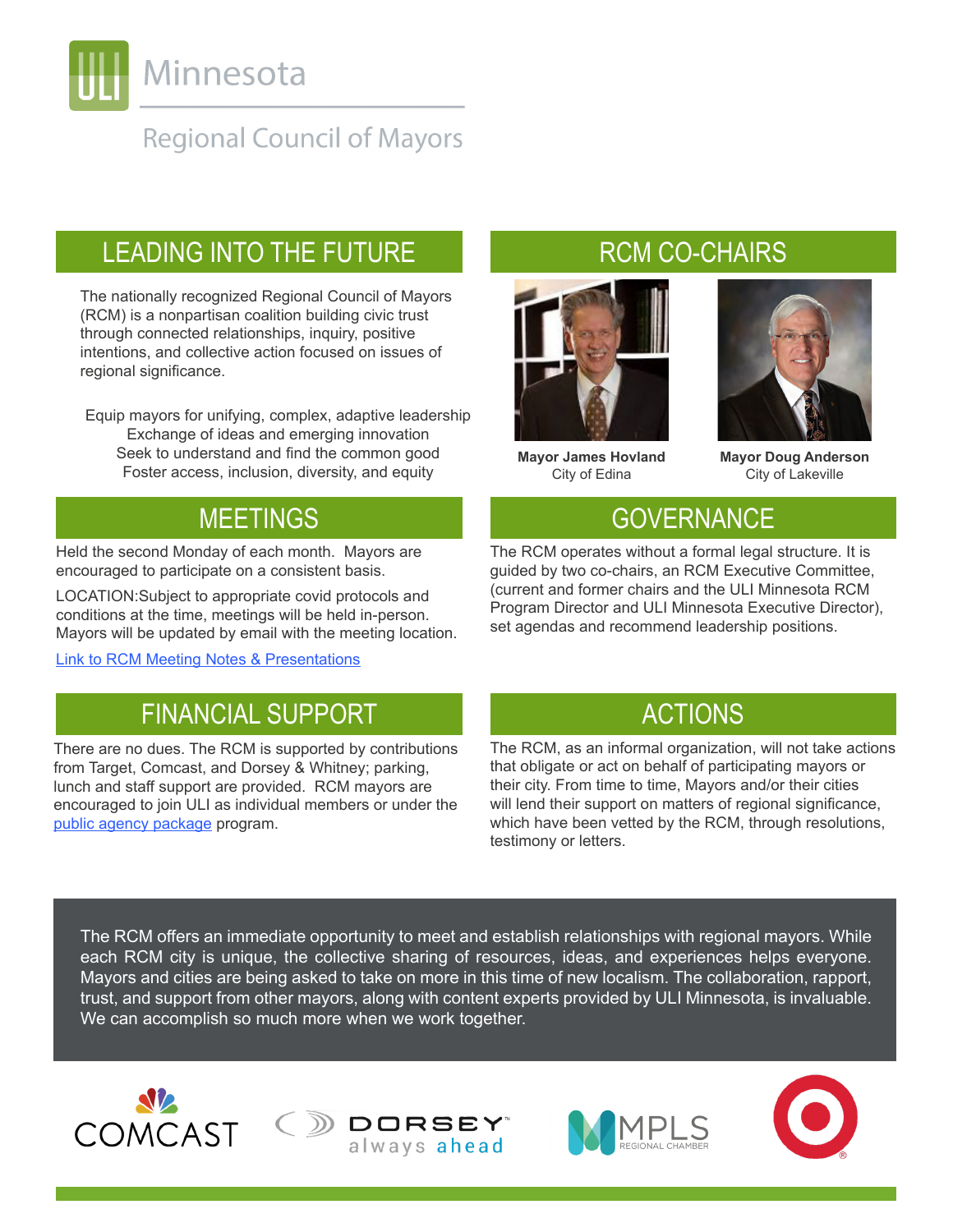# Minnesota

## Regional Council of Mayors

## LEADING INTO THE FUTURE

The nationally recognized Regional Council of Mayors (RCM) is a nonpartisan coalition building civic trust through connected relationships, inquiry, positive intentions, and collective action focused on issues of regional significance.

Equip mayors for unifying, complex, adaptive leadership
Exchange of ideas and emerging innovation
Seek to understand and find the common good
Foster access, inclusion, diversity, and equity

## RCM CO-CHAIRS

**Mayor James Hovland**
City of Edina

**Mayor Doug Anderson**
City of Lakeville

## MEETINGS

Held the second Monday of each month. Mayors are encouraged to participate on a consistent basis.

LOCATION:Subject to appropriate covid protocols and conditions at the time, meetings will be held in-person. Mayors will be updated by email with the meeting location.

[Link to RCM Meeting Notes & Presentations]

## GOVERNANCE

The RCM operates without a formal legal structure. It is guided by two co-chairs, an RCM Executive Committee, (current and former chairs and the ULI Minnesota RCM Program Director and ULI Minnesota Executive Director), set agendas and recommend leadership positions.

## FINANCIAL SUPPORT

There are no dues. The RCM is supported by contributions from Target, Comcast, and Dorsey & Whitney; parking, lunch and staff support are provided. RCM mayors are encouraged to join ULI as individual members or under the [public agency package] program.

## ACTIONS

The RCM, as an informal organization, will not take actions that obligate or act on behalf of participating mayors or their city. From time to time, Mayors and/or their cities will lend their support on matters of regional significance, which have been vetted by the RCM, through resolutions, testimony or letters.

The RCM offers an immediate opportunity to meet and establish relationships with regional mayors. While each RCM city is unique, the collective sharing of resources, ideas, and experiences helps everyone. Mayors and cities are being asked to take on more in this time of new localism. The collaboration, rapport, trust, and support from other mayors, along with content experts provided by ULI Minnesota, is invaluable. We can accomplish so much more when we work together.

COMCAST | DORSEY always ahead | MPLS REGIONAL CHAMBER | Target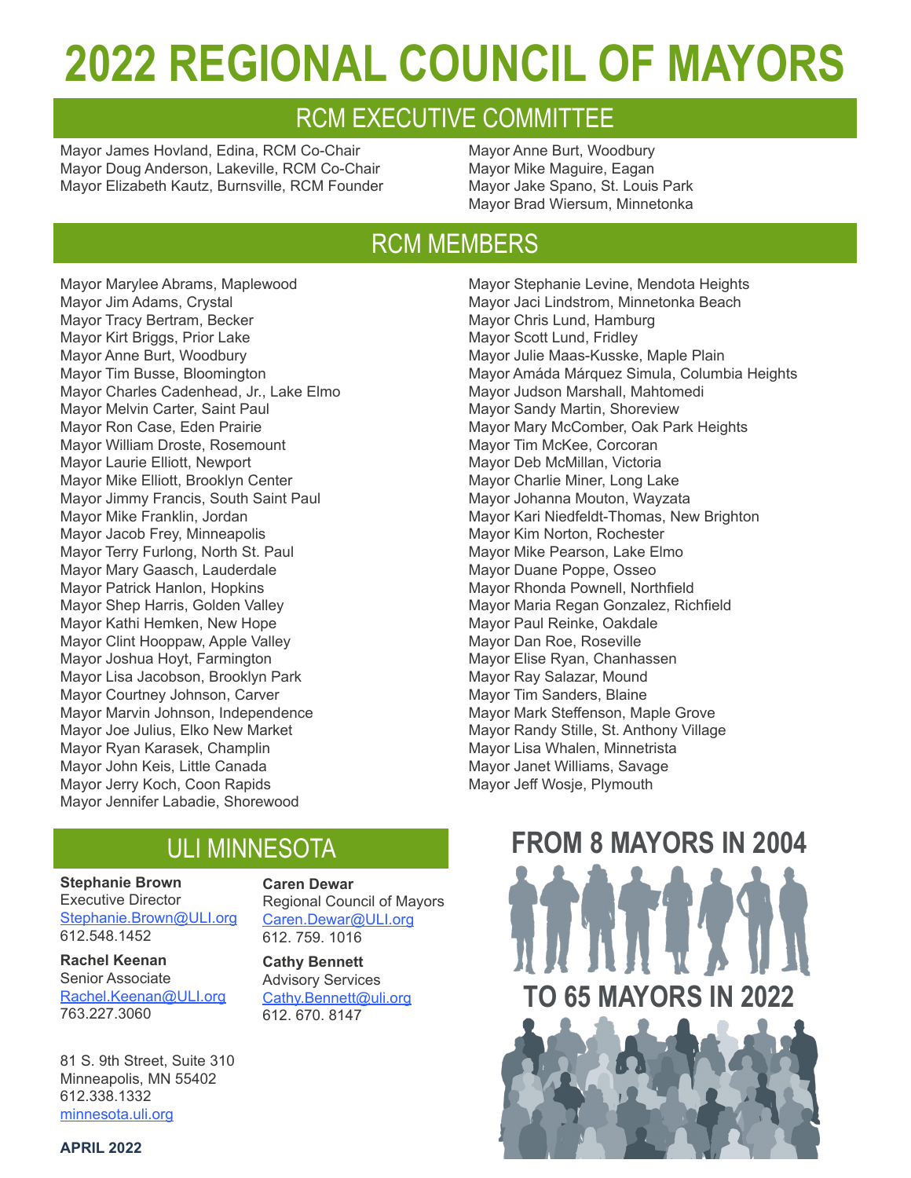# 2022 REGIONAL COUNCIL OF MAYORS

## RCM EXECUTIVE COMMITTEE

Mayor James Hovland, Edina, RCM Co-Chair
Mayor Doug Anderson, Lakeville, RCM Co-Chair
Mayor Elizabeth Kautz, Burnsville, RCM Founder
Mayor Anne Burt, Woodbury
Mayor Mike Maguire, Eagan
Mayor Jake Spano, St. Louis Park
Mayor Brad Wiersum, Minnetonka

## RCM MEMBERS

Mayor Marylee Abrams, Maplewood
Mayor Jim Adams, Crystal
Mayor Tracy Bertram, Becker
Mayor Kirt Briggs, Prior Lake
Mayor Anne Burt, Woodbury
Mayor Tim Busse, Bloomington
Mayor Charles Cadenhead, Jr., Lake Elmo
Mayor Melvin Carter, Saint Paul
Mayor Ron Case, Eden Prairie
Mayor William Droste, Rosemount
Mayor Laurie Elliott, Newport
Mayor Mike Elliott, Brooklyn Center
Mayor Jimmy Francis, South Saint Paul
Mayor Mike Franklin, Jordan
Mayor Jacob Frey, Minneapolis
Mayor Terry Furlong, North St. Paul
Mayor Mary Gaasch, Lauderdale
Mayor Patrick Hanlon, Hopkins
Mayor Shep Harris, Golden Valley
Mayor Kathi Hemken, New Hope
Mayor Clint Hooppaw, Apple Valley
Mayor Joshua Hoyt, Farmington
Mayor Lisa Jacobson, Brooklyn Park
Mayor Courtney Johnson, Carver
Mayor Marvin Johnson, Independence
Mayor Joe Julius, Elko New Market
Mayor Ryan Karasek, Champlin
Mayor John Keis, Little Canada
Mayor Jerry Koch, Coon Rapids
Mayor Jennifer Labadie, Shorewood
Mayor Stephanie Levine, Mendota Heights
Mayor Jaci Lindstrom, Minnetonka Beach
Mayor Chris Lund, Hamburg
Mayor Scott Lund, Fridley
Mayor Julie Maas-Kusske, Maple Plain
Mayor Amáda Márquez Simula, Columbia Heights
Mayor Judson Marshall, Mahtomedi
Mayor Sandy Martin, Shoreview
Mayor Mary McComber, Oak Park Heights
Mayor Tim McKee, Corcoran
Mayor Deb McMillan, Victoria
Mayor Charlie Miner, Long Lake
Mayor Johanna Mouton, Wayzata
Mayor Kari Niedfeldt-Thomas, New Brighton
Mayor Kim Norton, Rochester
Mayor Mike Pearson, Lake Elmo
Mayor Duane Poppe, Osseo
Mayor Rhonda Pownell, Northfield
Mayor Maria Regan Gonzalez, Richfield
Mayor Paul Reinke, Oakdale
Mayor Dan Roe, Roseville
Mayor Elise Ryan, Chanhassen
Mayor Ray Salazar, Mound
Mayor Tim Sanders, Blaine
Mayor Mark Steffenson, Maple Grove
Mayor Randy Stille, St. Anthony Village
Mayor Lisa Whalen, Minnetrista
Mayor Janet Williams, Savage
Mayor Jeff Wosje, Plymouth

## ULI MINNESOTA

**Stephanie Brown**
Executive Director
Stephanie.Brown@ULI.org
612.548.1452

**Rachel Keenan**
Senior Associate
Rachel.Keenan@ULI.org
763.227.3060

**Caren Dewar**
Regional Council of Mayors
Caren.Dewar@ULI.org
612. 759. 1016

**Cathy Bennett**
Advisory Services
Cathy.Bennett@uli.org
612. 670. 8147

81 S. 9th Street, Suite 310
Minneapolis, MN 55402
612.338.1332
minnesota.uli.org

**FROM 8 MAYORS IN 2004**

**TO 65 MAYORS IN 2022**

**APRIL 2022**